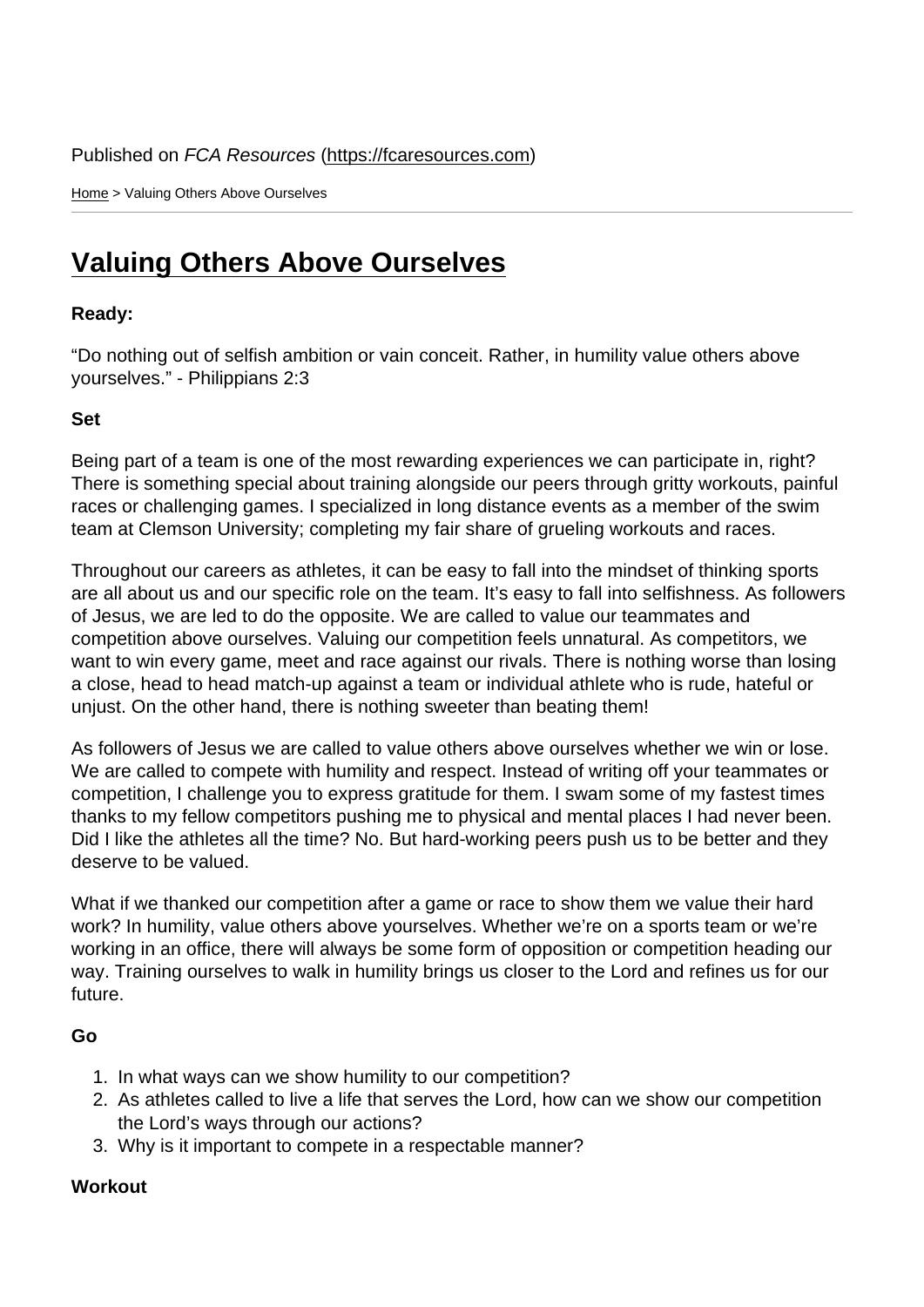Published on *FCA Resources* (https://fcaresources.com)

Home > Valuing Others Above Ourselves

# Valuing Others Above Ourselves

**Ready:**

“Do nothing out of selfish ambition or vain conceit. Rather, in humility value others above yourselves.” - Philippians 2:3

**Set**

Being part of a team is one of the most rewarding experiences we can participate in, right? There is something special about training alongside our peers through gritty workouts, painful races or challenging games. I specialized in long distance events as a member of the swim team at Clemson University; completing my fair share of grueling workouts and races.

Throughout our careers as athletes, it can be easy to fall into the mindset of thinking sports are all about us and our specific role on the team. It’s easy to fall into selfishness. As followers of Jesus, we are led to do the opposite. We are called to value our teammates and competition above ourselves. Valuing our competition feels unnatural. As competitors, we want to win every game, meet and race against our rivals. There is nothing worse than losing a close, head to head match-up against a team or individual athlete who is rude, hateful or unjust. On the other hand, there is nothing sweeter than beating them!

As followers of Jesus we are called to value others above ourselves whether we win or lose. We are called to compete with humility and respect. Instead of writing off your teammates or competition, I challenge you to express gratitude for them. I swam some of my fastest times thanks to my fellow competitors pushing me to physical and mental places I had never been. Did I like the athletes all the time? No. But hard-working peers push us to be better and they deserve to be valued.

What if we thanked our competition after a game or race to show them we value their hard work? In humility, value others above yourselves. Whether we’re on a sports team or we’re working in an office, there will always be some form of opposition or competition heading our way. Training ourselves to walk in humility brings us closer to the Lord and refines us for our future.

**Go**

1. In what ways can we show humility to our competition?
2. As athletes called to live a life that serves the Lord, how can we show our competition the Lord’s ways through our actions?
3. Why is it important to compete in a respectable manner?

**Workout**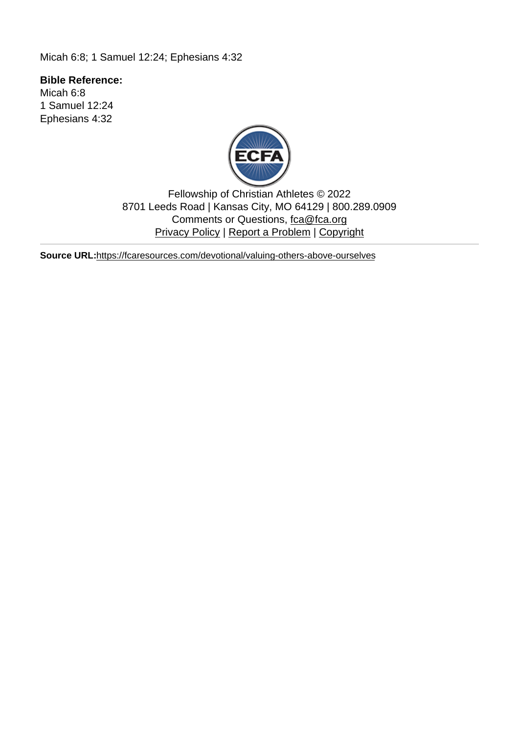Micah 6:8; 1 Samuel 12:24; Ephesians 4:32

**Bible Reference:**
Micah 6:8
1 Samuel 12:24
Ephesians 4:32

ECFA

Fellowship of Christian Athletes © 2022
8701 Leeds Road | Kansas City, MO 64129 | 800.289.0909
Comments or Questions, fca@fca.org
Privacy Policy | Report a Problem | Copyright

---

**Source URL:**https://fcaresources.com/devotional/valuing-others-above-ourselves